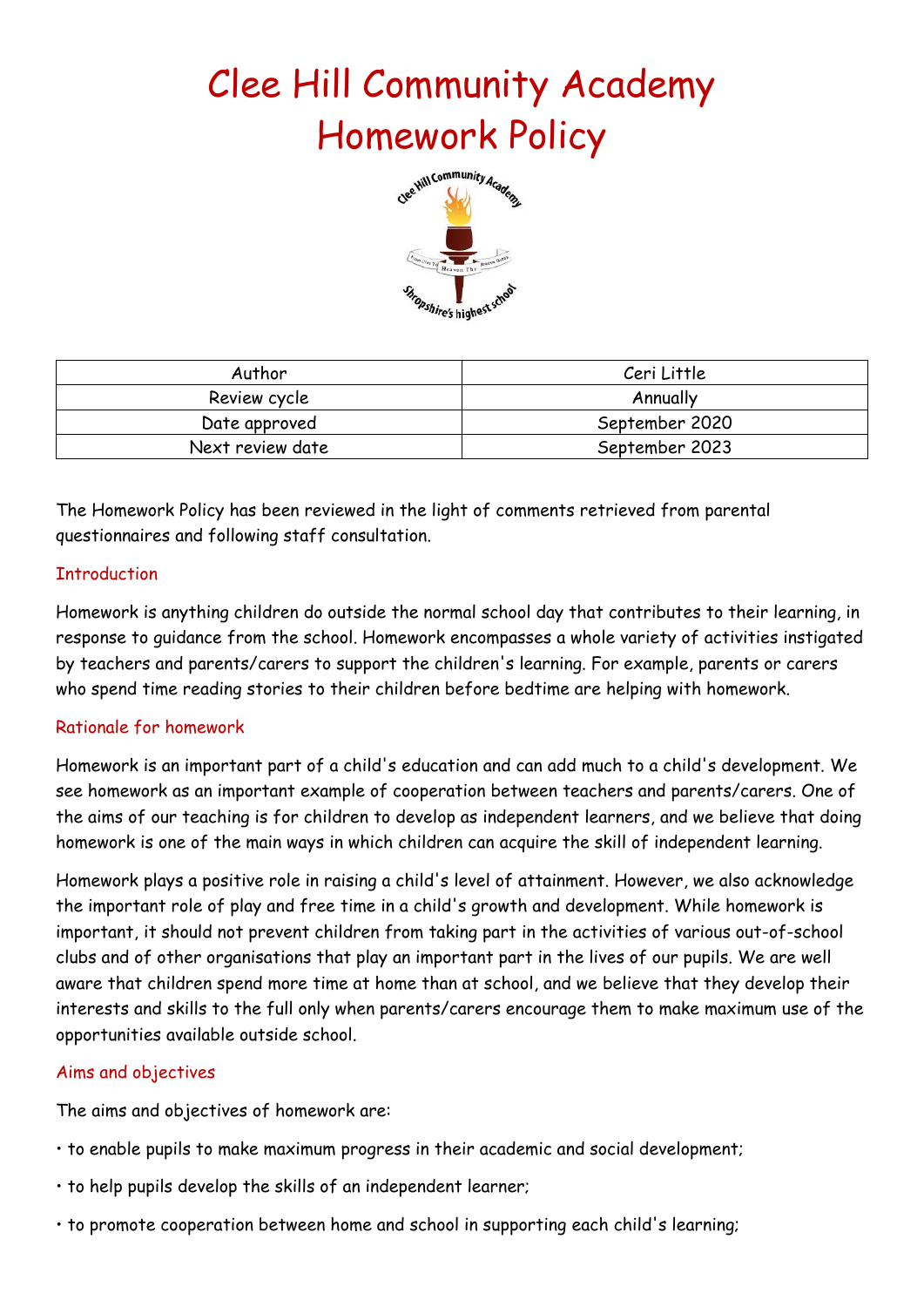# Clee Hill Community Academy
# Homework Policy

| Author | Ceri Little |
|---|---|
| Review cycle | Annually |
| Date approved | September 2020 |
| Next review date | September 2023 |

The Homework Policy has been reviewed in the light of comments retrieved from parental questionnaires and following staff consultation.

## Introduction

Homework is anything children do outside the normal school day that contributes to their learning, in response to guidance from the school. Homework encompasses a whole variety of activities instigated by teachers and parents/carers to support the children's learning. For example, parents or carers who spend time reading stories to their children before bedtime are helping with homework.

## Rationale for homework

Homework is an important part of a child's education and can add much to a child's development. We see homework as an important example of cooperation between teachers and parents/carers. One of the aims of our teaching is for children to develop as independent learners, and we believe that doing homework is one of the main ways in which children can acquire the skill of independent learning.

Homework plays a positive role in raising a child's level of attainment. However, we also acknowledge the important role of play and free time in a child's growth and development. While homework is important, it should not prevent children from taking part in the activities of various out-of-school clubs and of other organisations that play an important part in the lives of our pupils. We are well aware that children spend more time at home than at school, and we believe that they develop their interests and skills to the full only when parents/carers encourage them to make maximum use of the opportunities available outside school.

## Aims and objectives

The aims and objectives of homework are:

- to enable pupils to make maximum progress in their academic and social development;
- to help pupils develop the skills of an independent learner;
- to promote cooperation between home and school in supporting each child's learning;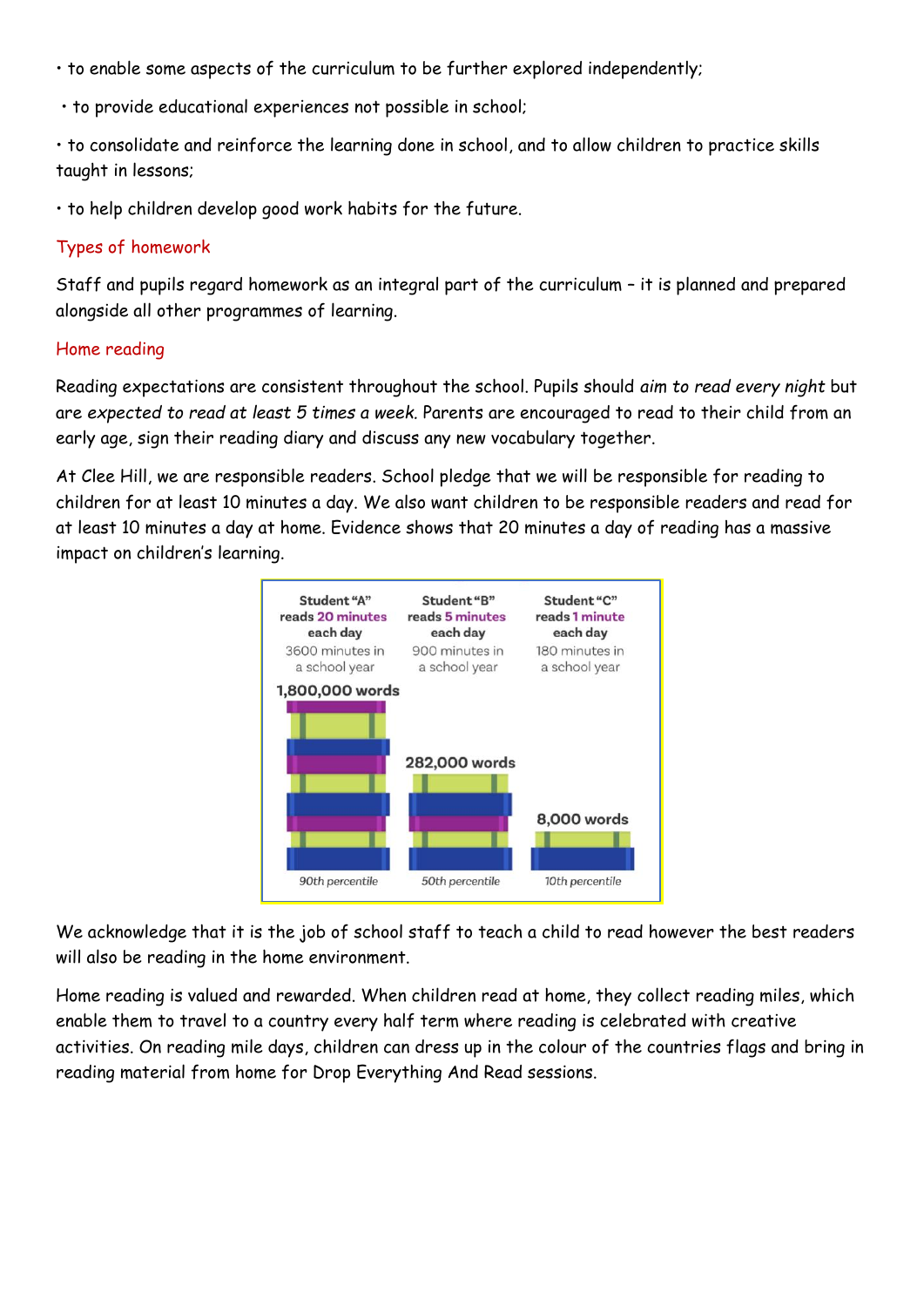- to enable some aspects of the curriculum to be further explored independently;
- to provide educational experiences not possible in school;
- to consolidate and reinforce the learning done in school, and to allow children to practice skills taught in lessons;
- to help children develop good work habits for the future.

## Types of homework

Staff and pupils regard homework as an integral part of the curriculum – it is planned and prepared alongside all other programmes of learning.

## Home reading

Reading expectations are consistent throughout the school. Pupils should *aim to read every night* but are *expected to read at least 5 times a week*. Parents are encouraged to read to their child from an early age, sign their reading diary and discuss any new vocabulary together.

At Clee Hill, we are responsible readers. School pledge that we will be responsible for reading to children for at least 10 minutes a day. We also want children to be responsible readers and read for at least 10 minutes a day at home. Evidence shows that 20 minutes a day of reading has a massive impact on children's learning.

| Student "A" reads 20 minutes each day | Student "B" reads 5 minutes each day | Student "C" reads 1 minute each day |
|---|---|---|
| 3600 minutes in a school year | 900 minutes in a school year | 180 minutes in a school year |
| 1,800,000 words | 282,000 words | 8,000 words |
| 90th percentile | 50th percentile | 10th percentile |

We acknowledge that it is the job of school staff to teach a child to read however the best readers will also be reading in the home environment.

Home reading is valued and rewarded. When children read at home, they collect reading miles, which enable them to travel to a country every half term where reading is celebrated with creative activities. On reading mile days, children can dress up in the colour of the countries flags and bring in reading material from home for Drop Everything And Read sessions.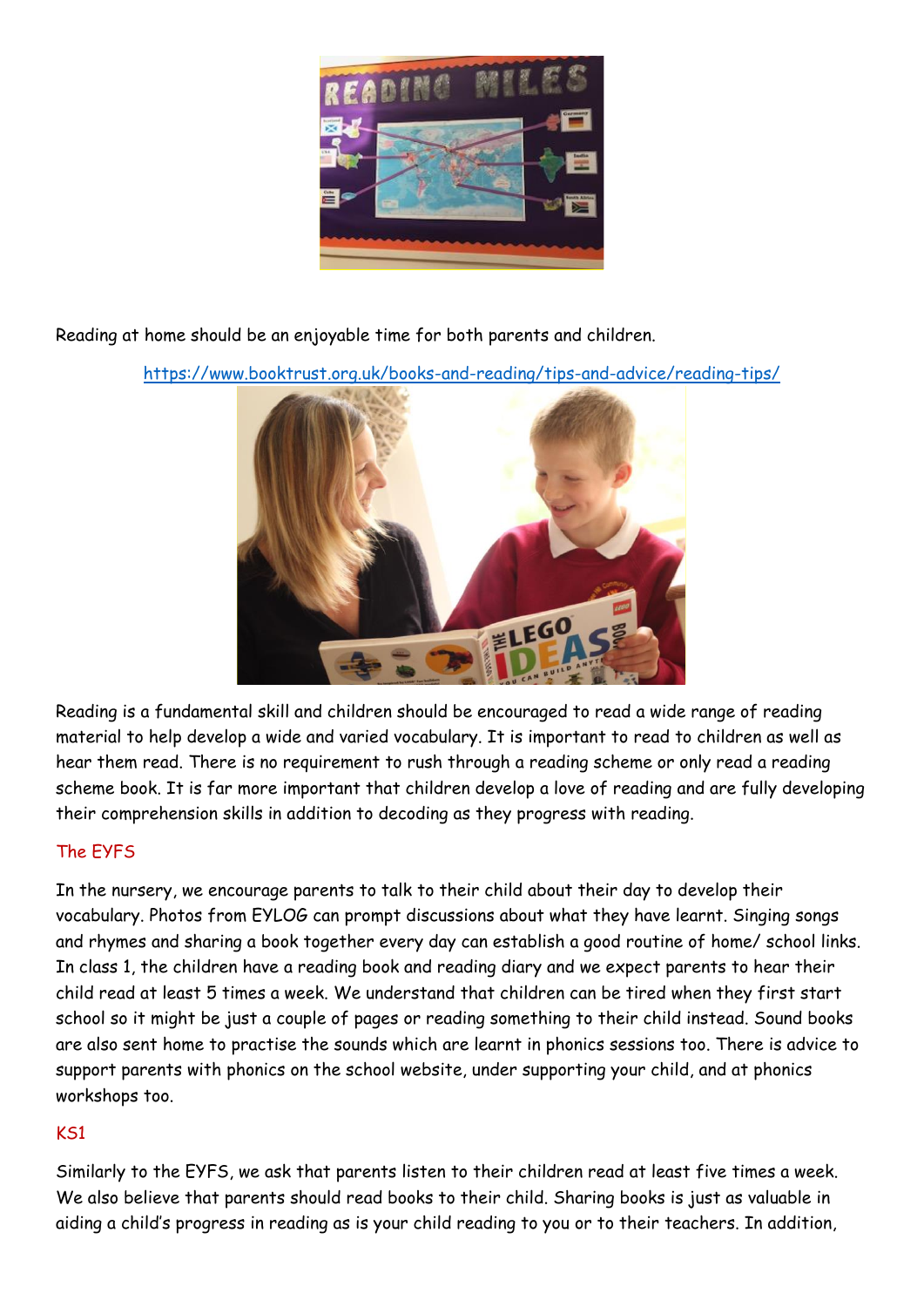Reading at home should be an enjoyable time for both parents and children.

https://www.booktrust.org.uk/books-and-reading/tips-and-advice/reading-tips/

Reading is a fundamental skill and children should be encouraged to read a wide range of reading material to help develop a wide and varied vocabulary. It is important to read to children as well as hear them read. There is no requirement to rush through a reading scheme or only read a reading scheme book. It is far more important that children develop a love of reading and are fully developing their comprehension skills in addition to decoding as they progress with reading.

## The EYFS

In the nursery, we encourage parents to talk to their child about their day to develop their vocabulary. Photos from EYLOG can prompt discussions about what they have learnt. Singing songs and rhymes and sharing a book together every day can establish a good routine of home/ school links. In class 1, the children have a reading book and reading diary and we expect parents to hear their child read at least 5 times a week. We understand that children can be tired when they first start school so it might be just a couple of pages or reading something to their child instead. Sound books are also sent home to practise the sounds which are learnt in phonics sessions too. There is advice to support parents with phonics on the school website, under supporting your child, and at phonics workshops too.

## KS1

Similarly to the EYFS, we ask that parents listen to their children read at least five times a week. We also believe that parents should read books to their child. Sharing books is just as valuable in aiding a child's progress in reading as is your child reading to you or to their teachers. In addition,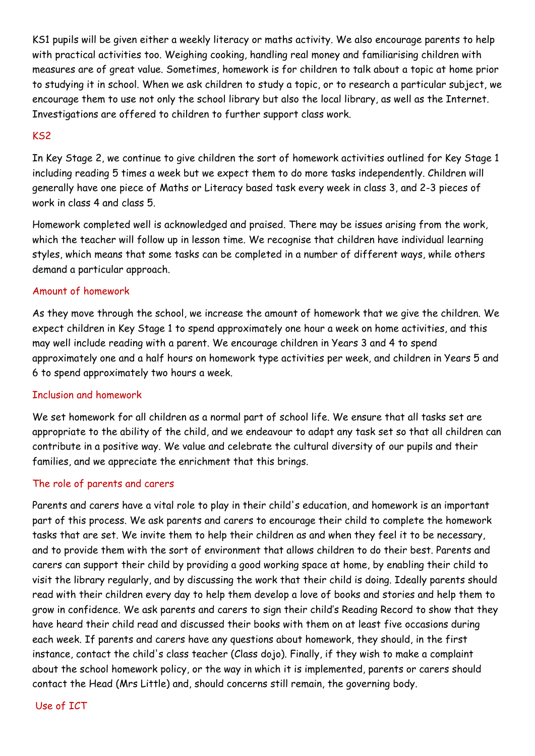KS1 pupils will be given either a weekly literacy or maths activity. We also encourage parents to help with practical activities too. Weighing cooking, handling real money and familiarising children with measures are of great value. Sometimes, homework is for children to talk about a topic at home prior to studying it in school. When we ask children to study a topic, or to research a particular subject, we encourage them to use not only the school library but also the local library, as well as the Internet. Investigations are offered to children to further support class work.

## KS2

In Key Stage 2, we continue to give children the sort of homework activities outlined for Key Stage 1 including reading 5 times a week but we expect them to do more tasks independently. Children will generally have one piece of Maths or Literacy based task every week in class 3, and 2-3 pieces of work in class 4 and class 5.

Homework completed well is acknowledged and praised. There may be issues arising from the work, which the teacher will follow up in lesson time. We recognise that children have individual learning styles, which means that some tasks can be completed in a number of different ways, while others demand a particular approach.

## Amount of homework

As they move through the school, we increase the amount of homework that we give the children. We expect children in Key Stage 1 to spend approximately one hour a week on home activities, and this may well include reading with a parent. We encourage children in Years 3 and 4 to spend approximately one and a half hours on homework type activities per week, and children in Years 5 and 6 to spend approximately two hours a week.

## Inclusion and homework

We set homework for all children as a normal part of school life. We ensure that all tasks set are appropriate to the ability of the child, and we endeavour to adapt any task set so that all children can contribute in a positive way. We value and celebrate the cultural diversity of our pupils and their families, and we appreciate the enrichment that this brings.

## The role of parents and carers

Parents and carers have a vital role to play in their child's education, and homework is an important part of this process. We ask parents and carers to encourage their child to complete the homework tasks that are set. We invite them to help their children as and when they feel it to be necessary, and to provide them with the sort of environment that allows children to do their best. Parents and carers can support their child by providing a good working space at home, by enabling their child to visit the library regularly, and by discussing the work that their child is doing. Ideally parents should read with their children every day to help them develop a love of books and stories and help them to grow in confidence. We ask parents and carers to sign their child's Reading Record to show that they have heard their child read and discussed their books with them on at least five occasions during each week. If parents and carers have any questions about homework, they should, in the first instance, contact the child's class teacher (Class dojo). Finally, if they wish to make a complaint about the school homework policy, or the way in which it is implemented, parents or carers should contact the Head (Mrs Little) and, should concerns still remain, the governing body.

## Use of ICT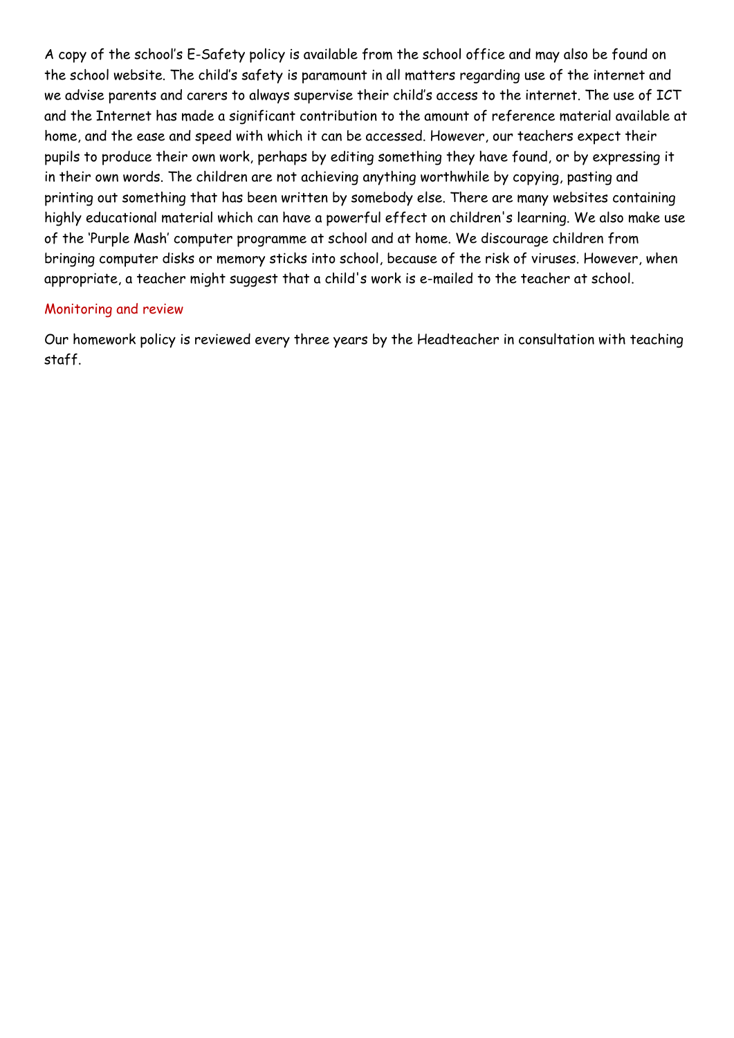A copy of the school's E-Safety policy is available from the school office and may also be found on the school website. The child's safety is paramount in all matters regarding use of the internet and we advise parents and carers to always supervise their child's access to the internet. The use of ICT and the Internet has made a significant contribution to the amount of reference material available at home, and the ease and speed with which it can be accessed. However, our teachers expect their pupils to produce their own work, perhaps by editing something they have found, or by expressing it in their own words. The children are not achieving anything worthwhile by copying, pasting and printing out something that has been written by somebody else. There are many websites containing highly educational material which can have a powerful effect on children's learning. We also make use of the 'Purple Mash' computer programme at school and at home. We discourage children from bringing computer disks or memory sticks into school, because of the risk of viruses. However, when appropriate, a teacher might suggest that a child's work is e-mailed to the teacher at school.

## Monitoring and review

Our homework policy is reviewed every three years by the Headteacher in consultation with teaching staff.